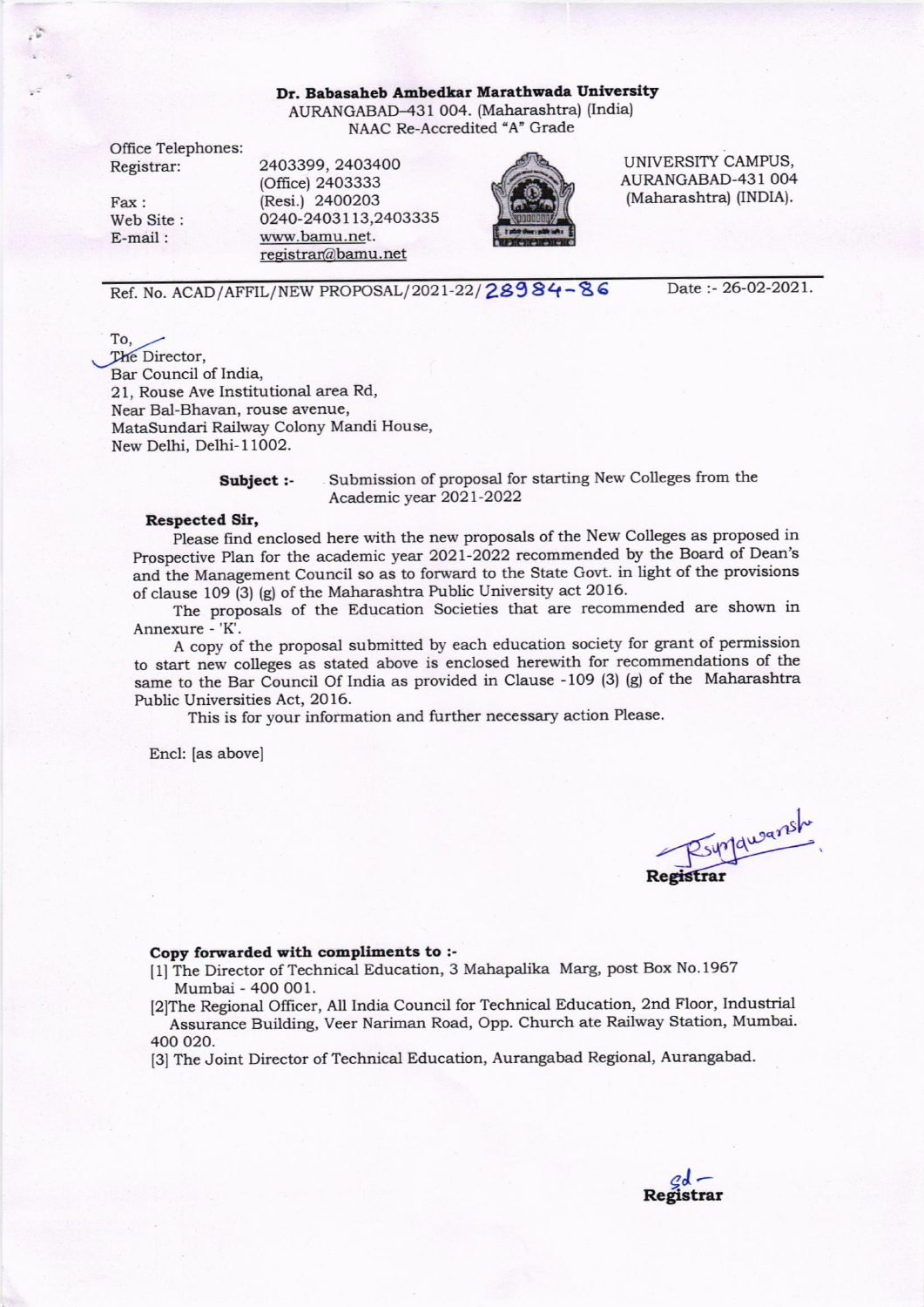**Dr. Babasaheb Ambedkar Marathwada University**
AURANGABAD–431 004. (Maharashtra) (India)
NAAC Re-Accredited "A" Grade

Office Telephones:
Registrar: 2403399, 2403400
(Office) 2403333
Fax : (Resi.) 2400203
Web Site : 0240-2403113,2403335
E-mail : www.bamu.net.
registrar@bamu.net

UNIVERSITY CAMPUS,
AURANGABAD-431 004
(Maharashtra) (INDIA).

Ref. No. ACAD/AFFIL/NEW PROPOSAL/2021-22/28984-86 Date :- 26-02-2021.

To,
The Director,
Bar Council of India,
21, Rouse Ave Institutional area Rd,
Near Bal-Bhavan, rouse avenue,
MataSundari Railway Colony Mandi House,
New Delhi, Delhi-11002.

**Subject :-** Submission of proposal for starting New Colleges from the Academic year 2021-2022

**Respected Sir,**

Please find enclosed here with the new proposals of the New Colleges as proposed in Prospective Plan for the academic year 2021-2022 recommended by the Board of Dean's and the Management Council so as to forward to the State Govt. in light of the provisions of clause 109 (3) (g) of the Maharashtra Public University act 2016.

The proposals of the Education Societies that are recommended are shown in Annexure - 'K'.

A copy of the proposal submitted by each education society for grant of permission to start new colleges as stated above is enclosed herewith for recommendations of the same to the Bar Council Of India as provided in Clause -109 (3) (g) of the Maharashtra Public Universities Act, 2016.

This is for your information and further necessary action Please.

Encl: [as above]

Registrar

**Copy forwarded with compliments to :-**

[1] The Director of Technical Education, 3 Mahapalika Marg, post Box No.1967 Mumbai - 400 001.

[2]The Regional Officer, All India Council for Technical Education, 2nd Floor, Industrial Assurance Building, Veer Nariman Road, Opp. Church ate Railway Station, Mumbai. 400 020.

[3] The Joint Director of Technical Education, Aurangabad Regional, Aurangabad.

sd-
Registrar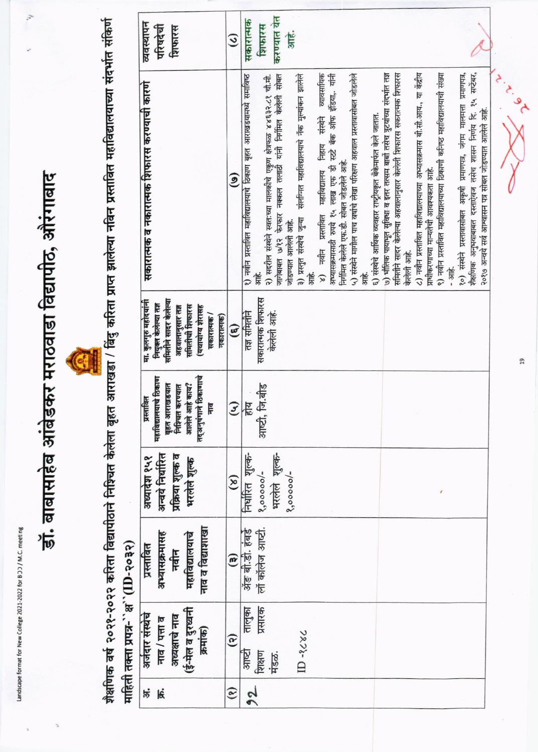# डॉ. बाबासाहेब आंबेडकर मराठवाडा विद्यापीठ, औरंगाबाद

शैक्षणिक वर्ष २०२१-२०२२ करिता विद्यापीठाने निश्चित केलेला बृहत आराखडा / बिंदु करिता प्राप्त झालेल्या नविन प्रस्तावित महाविद्यालयाच्या संदर्भात संकिर्ण माहिती तक्ता प्रपत्र- ''क्ष'' (ID-२०३२)

| अ. क्र. | अर्जदार संस्थेचे नाव / पत्ता व अध्यक्षाचे नाव (ई-मेल व दुरध्वनी क्रमांक) | प्रस्तावित अभ्यासक्रमासह नवीन महाविद्यालयाचे नाव व विद्याशाखा | अध्यादेश १९१ अन्वये निर्धारित प्रक्रिया शुल्क व भरलेले शुल्क | प्रस्तावित महाविद्यालयाचे ठिकाण बृहत आराखड्यात निश्चित करण्यात आलेले आहे काय? तद्‌अनुषंगाने ठिकाणाचे नाव | मा. कुलगुरु महोदयांनी नियुक्त केलेल्या तज्ञ समितीने सादर केलेल्या अहवालानुसार तज्ञ समितीची शिफारस (यथायोग्य शेरासह सकारात्मक / नकारात्मक) | सकारात्मक व नकारात्मक शिफारस करण्याची कारणे | व्यवस्थापन परिषदेची शिफारस |
|---|---|---|---|---|---|---|---|
| (१) | (२) | (३) | (४) | (५) | (६) | (७) | (८) |
| 12 | आष्टी तालुका शिक्षण प्रसारक मंडळ. ID -१८४८ | अॅड बी.डी. हंबर्डे लॉ कॉलेज आष्टी. | निर्धारित शुल्क- १,०००००/- भरलेले शुल्क- १,०००००/- | होय आष्टी, जि.बीड | तज्ञ समितीने सकारात्मक शिफारस केलेली आहे. | १) नवीन प्रस्तावित महाविद्यालयाचे ठिकाण बृहत आराखड्यामध्ये समाविष्ठ आहे.<br>२) सदरील संस्थेने स्वतःच्या मालकीचे एकुण क्षेत्रफळ ४४६३२.८१ चौ.मी. जागेबाबत ७/१२ फेरफार नक्कल तलाठी यांनी निर्गमित केलेली सोबत जोडण्यात आलेली आहे.<br>३) प्रस्तुत संस्थेचे जुन्या संलग्नित महाविद्यालयाचे नॅक मुल्यांकन झालेले आहे.<br>४) नवीन प्रस्तावित महाविद्यालय निहाय संस्थेने व्यावसायिक अभ्यासक्रमासाठी रुपये १५ लाख एफ डी स्टेट बॅक ऑफ इंडिया., यांनी निर्गमित केलेले एफ.डी. सोबत जोडलेले आहे.<br>५) संस्थेने मागील पाच वर्षाचे लेखा परिक्षण अहवाल प्रस्तावासोबत जोडलेले आहे.<br>६) संस्थेचे आर्थिक व्यवहार राष्ट्रीयकृत बँकेमार्फत केले जातात.<br>७) भौतिक पायाभूत सुविधा व इतर तत्सम बाबी तसेच त्रुटयांच्या संदर्भात तज्ञ समितीने सादर केलेल्या अहवालानुसार केलेली शिफारस सकारात्मक शिफारस केलेली आहे.<br>८) नवीन प्रस्तावित महाविद्यालयाच्या अभ्यासक्रमास बी.सी.आय., या केंद्रीय प्राधिकरणाच्या मान्यतेची आवश्यकता आहे.<br>९) नवीन प्रस्तावित महाविद्यालयाच्या ठिकाणी कनिष्ठ महाविद्यालयाची संख्या - आहे.<br>१०) संस्थेने प्रस्तावासोबत अकृषी प्रमाणपत्र, जंगम मालमत्ता प्रमाणपत्र, शैक्षणिक अनुभवाबाबत दस्ताऐवज तसेच शासन निर्णय दि. १५ सप्टेंबर, २०१७ अन्वये सर्व आश्वासन पत्र सोबत जोडण्यात आलेले आहे. | सकारात्मक शिफारस करण्यात येत आहे. |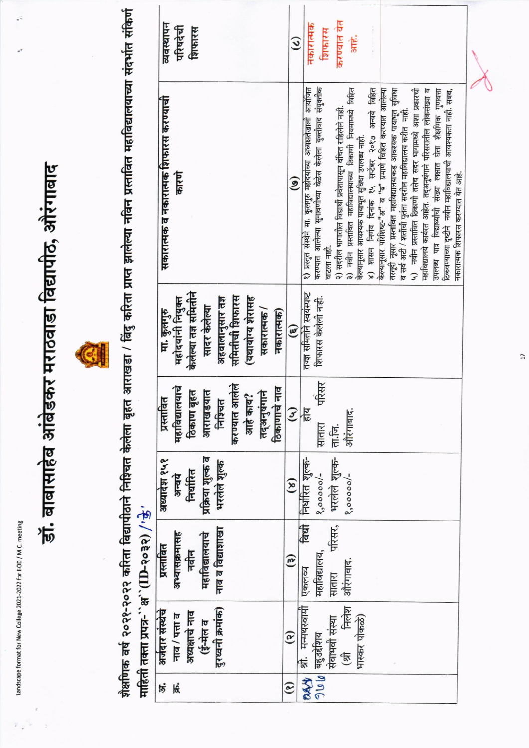# डॉ. बाबासाहेब आंबेडकर मराठवाडा विद्यापीठ, औरंगाबाद

शैक्षणिक वर्ष २०२१-२०२२ करिता विद्यापीठाने निश्चित केलेला बृहत आराखडा / बिंदु करिता प्राप्त झालेल्या नविन प्रस्तावित महाविद्यालयाच्या संदर्भात संकिर्ण माहिती तक्ता प्रपत्र-``क्ष'' (ID-२०३२) /'ड्रे'

| अ. क्र. | अर्जदार संस्थेचे नाव / पत्ता व अध्यक्षाचे नाव (ई-मेल व दुरध्वनी क्रमांक) | प्रस्तावित अभ्यासक्रमासह नवीन महाविद्यालयाचे नाव व विद्याशाखा | अध्यादेश १५१ अन्वये निर्धारित प्रक्रिया शुल्क व भरलेले शुल्क | प्रस्तावित महाविद्यालयाचे ठिकाण बृहत आराखड्यात निश्चित करण्यात आलेले आहे काय? तद्अनुषंगाने ठिकाणाचे नाव | मा. कुलगुरु महोदयांनी नियुक्त केलेल्या तज्ञ समितीने सादर केलेल्या अहवालानुसार तज्ञ समितीची शिफारस (यथायोग्य शेरासह सकारात्मक / नकारात्मक) | सकारात्मक व नकारात्मक शिफारस करण्याची कारणे | व्यवस्थापन परिषदेची शिफारस |
|---|---|---|---|---|---|---|---|
| (१) | (२) | (३) | (४) | (५) | (६) | (७) | (८) |
| ७६७ | श्री. मन्मथस्वामी बहुउद्देशिय सेवाभावी संस्था (श्री निलेश भास्कर पोकळे) | एकलव्य विधी महाविद्यालय, सातारा परिसर, औरंगाबाद. | निर्धारित शुल्क- १,०००००/- भरलेले शुल्क- १,०००००/- | होय सातारा परिसर ता.जि. औरंगाबाद. | तज्ञ समितीने स्वयंस्पष्ट शिफारस केलेली नाही. | १) प्रस्तुत संस्थेने मा. कुलगुरु महोदयांच्या अध्यक्षतेखाली आयोजित करण्यात आलेल्या सुनावणीच्या वेळेस केलेला युक्तीवाद संयुक्तीक वाटला नाही. २) सदरील भागातील विद्यार्थी प्रवेशापासून वंचित राहिलेले नाही. ३) नवीन प्रस्तावित महाविद्यालयाच्या ठिकाणी नियमामध्ये विहित केल्यानुसार आवश्यक पायाभूत सुविधा उपलब्ध नाही. ४) शासन निर्णय दिनांक १५ सप्टेंबर २०१७ अन्वये विहित केल्यानुसार परिशिष्ट-"अ" व "ब" प्रमाणे विहित करण्यात आलेल्या तरतूदी नूसार प्रस्तावित महाविद्यालयाकडे आवश्यक पायाभूत सुविधा व सर्व अटी / शर्तीची पुर्तता सदरील महाविद्यालय करीत नाही. ५) नवीन प्रस्तावित ठिकाणी तसेच सदर भागामध्ये अशा प्रकारची महाविद्यालये कार्यरत आहेत. तद्अनुषंगाने परिसरातील लोकसंख्या व उपलब्ध पात्र विद्यार्थ्यांची संख्या लक्षात घेता शैक्षणिक गुणवत्ता टिकवण्याच्या दृष्टीने नवीन महाविद्यालयाची आवश्यकता नाही. सबब, नकारात्मक शिफारस करण्यात येत आहे. | नकारात्मक शिफारस करण्यात येत आहे. |